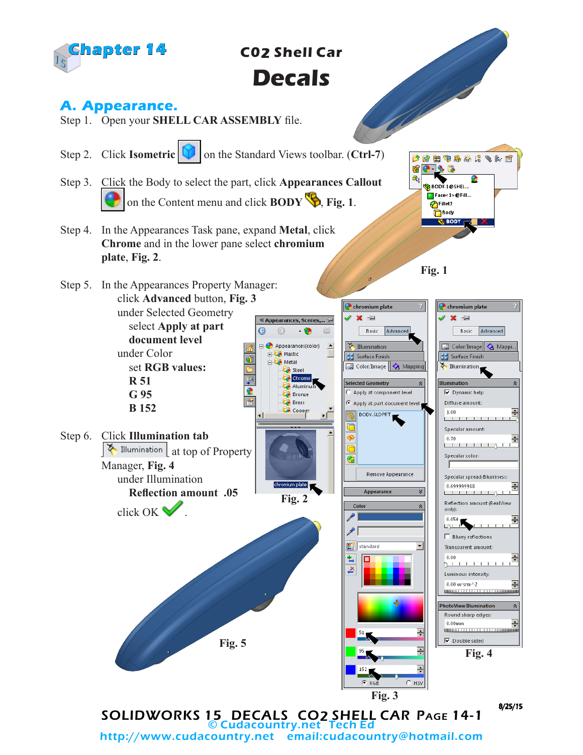# Chapter 14

## CO2 Shell Car

# Decals

## A. Appearance.

Step 1. Open your **SHELL CAR ASSEMBLY** file.

Step 2. Click **Isometric** on the Standard Views toolbar. (**Ctrl-7**)

Step 3. Click the Body to select the part, click **Appearances Callout** on the Content menu and click **BODY**, **Fig. 1**.

Fig. 1

Step 4. In the Appearances Task pane, expand **Metal**, click **Chrome** and in the lower pane select **chromium plate**, **Fig. 2**.

Step 5. In the Appearances Property Manager:
click **Advanced** button, **Fig. 3**
under Selected Geometry
select **Apply at part document level**
under Color
set **RGB values:**
**R 51**
**G 95**
**B 152**

Fig. 2

Step 6. Click **Illumination tab** at top of Property Manager, **Fig. 4**
under Illumination
**Reflection amount .05**
click OK.

Fig. 5

Fig. 3

Fig. 4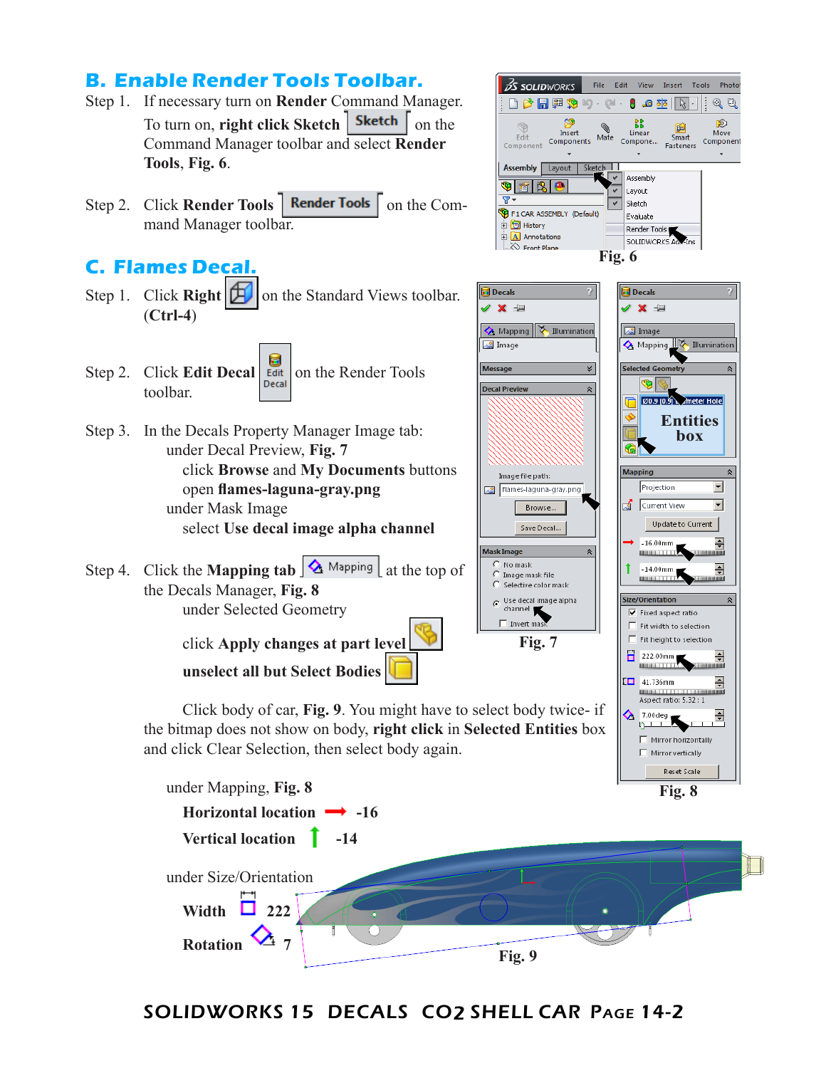## B. Enable Render Tools Toolbar.

Step 1. If necessary turn on **Render** Command Manager. To turn on, **right click Sketch** Sketch on the Command Manager toolbar and select **Render Tools**, **Fig. 6**.

Step 2. Click **Render Tools** Render Tools on the Command Manager toolbar.

Fig. 6

## C. Flames Decal.

Step 1. Click **Right** on the Standard Views toolbar. (**Ctrl-4**)

Step 2. Click **Edit Decal** Edit Decal on the Render Tools toolbar.

Step 3. In the Decals Property Manager Image tab:
- under Decal Preview, **Fig. 7**
  - click **Browse** and **My Documents** buttons
  - open **flames-laguna-gray.png**
- under Mask Image
  - select **Use decal image alpha channel**

Fig. 7

Step 4. Click the **Mapping tab** Mapping at the top of the Decals Manager, **Fig. 8**
- under Selected Geometry
  - click **Apply changes at part level**
  - **unselect all but Select Bodies**

Click body of car, **Fig. 9**. You might have to select body twice- if the bitmap does not show on body, **right click** in **Selected Entities** box and click Clear Selection, then select body again.

Fig. 8

under Mapping, **Fig. 8**

**Horizontal location** -16

**Vertical location** -14

under Size/Orientation

**Width** 222

**Rotation** 7

Fig. 9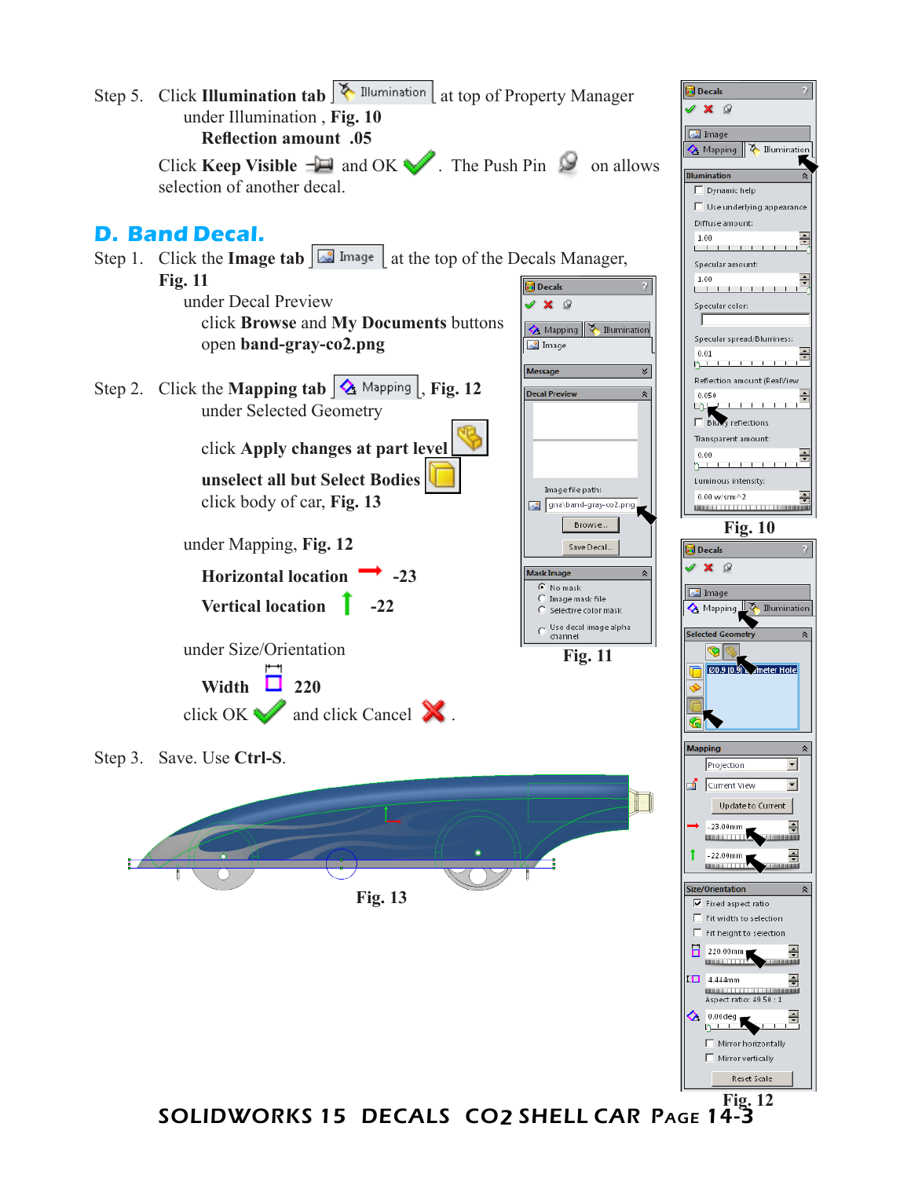Step 5. Click **Illumination tab** Illumination at top of Property Manager under Illumination , **Fig. 10**

**Reflection amount .05**

Click **Keep Visible** and OK . The Push Pin on allows selection of another decal.

## D. Band Decal.

Step 1. Click the **Image tab** Image at the top of the Decals Manager, **Fig. 11**

under Decal Preview

click **Browse** and **My Documents** buttons

open **band-gray-co2.png**

Step 2. Click the **Mapping tab** Mapping , **Fig. 12**

under Selected Geometry

click **Apply changes at part level**

**unselect all but Select Bodies**

click body of car, **Fig. 13**

under Mapping, **Fig. 12**

**Horizontal location** -23

**Vertical location** -22

under Size/Orientation

**Width** 220

click OK and click Cancel .

Step 3. Save. Use **Ctrl-S**.

Fig. 10

Fig. 11

Fig. 12

Fig. 13